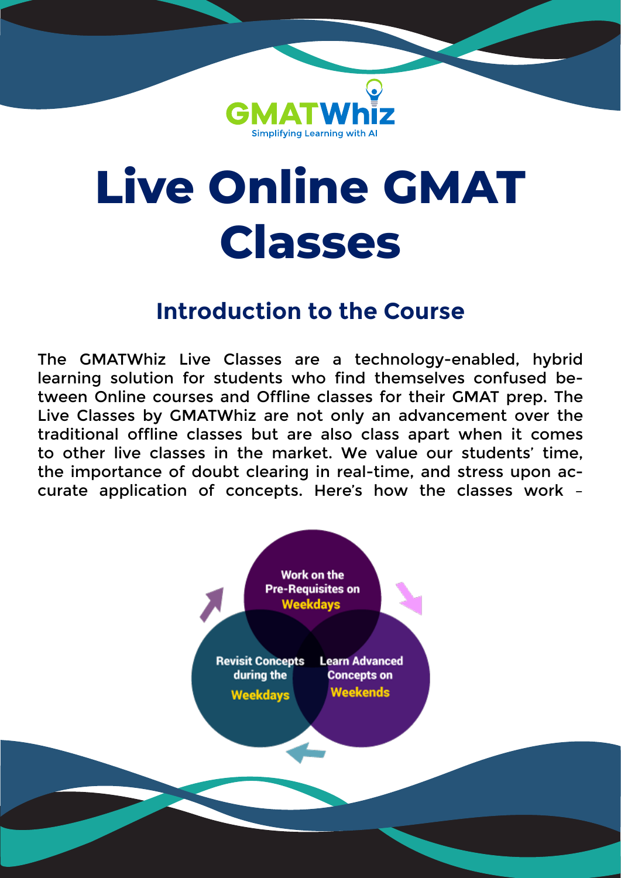GMATWhiz

Simplifying Learning with AI

# Live Online GMAT Classes

## Introduction to the Course

The GMATWhiz Live Classes are a technology-enabled, hybrid learning solution for students who find themselves confused between Online courses and Offline classes for their GMAT prep. The Live Classes by GMATWhiz are not only an advancement over the traditional offline classes but are also class apart when it comes to other live classes in the market. We value our students' time, the importance of doubt clearing in real-time, and stress upon accurate application of concepts. Here's how the classes work –

Work on the Pre-Requisites on **Weekdays**

Learn Advanced Concepts on **Weekends**

Revisit Concepts during the **Weekdays**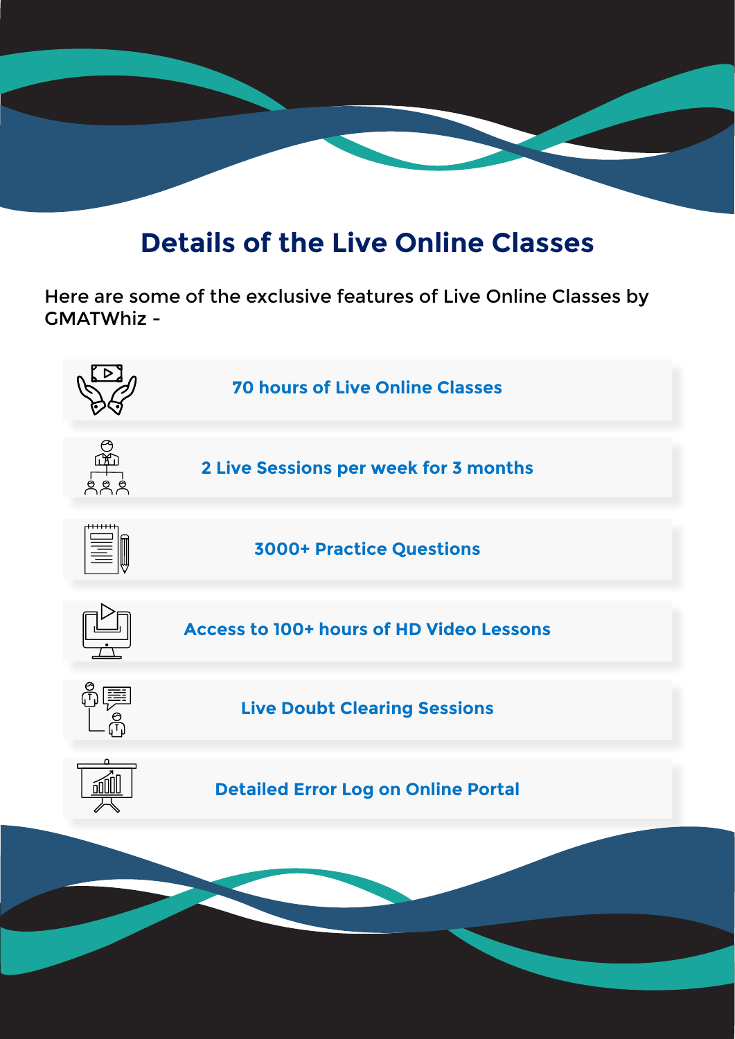# Details of the Live Online Classes

Here are some of the exclusive features of Live Online Classes by GMATWhiz -

- **70 hours of Live Online Classes**
- **2 Live Sessions per week for 3 months**
- **3000+ Practice Questions**
- **Access to 100+ hours of HD Video Lessons**
- **Live Doubt Clearing Sessions**
- **Detailed Error Log on Online Portal**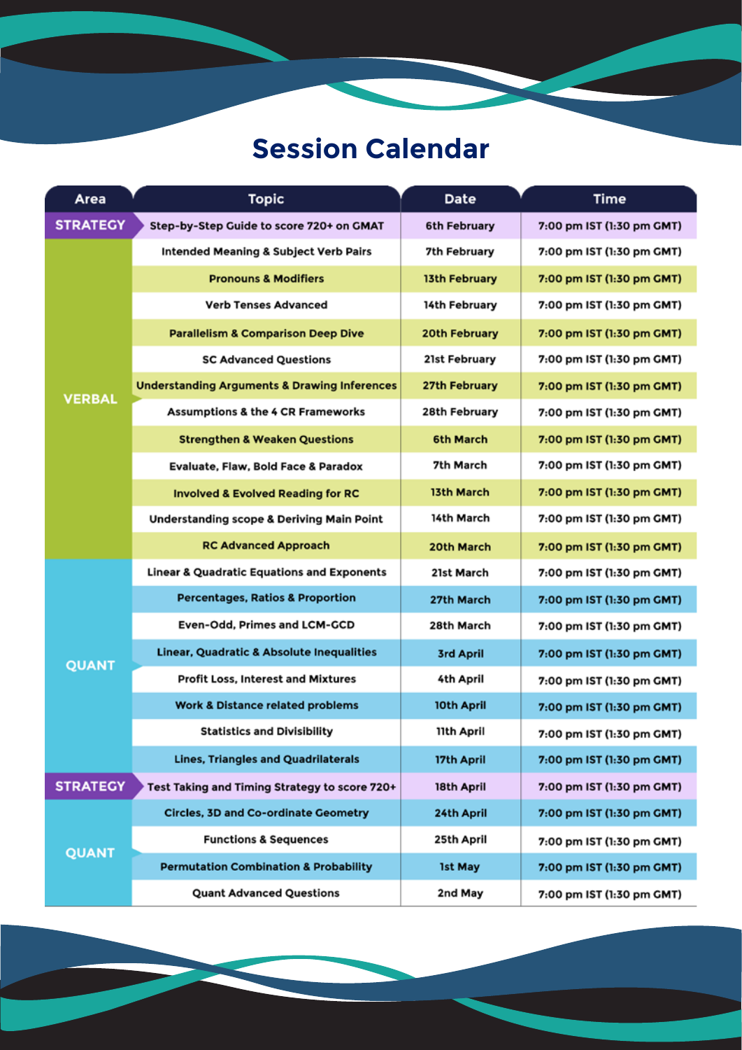# Session Calendar

| Area | Topic | Date | Time |
|---|---|---|---|
| STRATEGY | Step-by-Step Guide to score 720+ on GMAT | 6th February | 7:00 pm IST (1:30 pm GMT) |
| VERBAL | Intended Meaning & Subject Verb Pairs | 7th February | 7:00 pm IST (1:30 pm GMT) |
| | Pronouns & Modifiers | 13th February | 7:00 pm IST (1:30 pm GMT) |
| | Verb Tenses Advanced | 14th February | 7:00 pm IST (1:30 pm GMT) |
| | Parallelism & Comparison Deep Dive | 20th February | 7:00 pm IST (1:30 pm GMT) |
| | SC Advanced Questions | 21st February | 7:00 pm IST (1:30 pm GMT) |
| | Understanding Arguments & Drawing Inferences | 27th February | 7:00 pm IST (1:30 pm GMT) |
| | Assumptions & the 4 CR Frameworks | 28th February | 7:00 pm IST (1:30 pm GMT) |
| | Strengthen & Weaken Questions | 6th March | 7:00 pm IST (1:30 pm GMT) |
| | Evaluate, Flaw, Bold Face & Paradox | 7th March | 7:00 pm IST (1:30 pm GMT) |
| | Involved & Evolved Reading for RC | 13th March | 7:00 pm IST (1:30 pm GMT) |
| | Understanding scope & Deriving Main Point | 14th March | 7:00 pm IST (1:30 pm GMT) |
| | RC Advanced Approach | 20th March | 7:00 pm IST (1:30 pm GMT) |
| QUANT | Linear & Quadratic Equations and Exponents | 21st March | 7:00 pm IST (1:30 pm GMT) |
| | Percentages, Ratios & Proportion | 27th March | 7:00 pm IST (1:30 pm GMT) |
| | Even-Odd, Primes and LCM-GCD | 28th March | 7:00 pm IST (1:30 pm GMT) |
| | Linear, Quadratic & Absolute Inequalities | 3rd April | 7:00 pm IST (1:30 pm GMT) |
| | Profit Loss, Interest and Mixtures | 4th April | 7:00 pm IST (1:30 pm GMT) |
| | Work & Distance related problems | 10th April | 7:00 pm IST (1:30 pm GMT) |
| | Statistics and Divisibility | 11th April | 7:00 pm IST (1:30 pm GMT) |
| | Lines, Triangles and Quadrilaterals | 17th April | 7:00 pm IST (1:30 pm GMT) |
| STRATEGY | Test Taking and Timing Strategy to score 720+ | 18th April | 7:00 pm IST (1:30 pm GMT) |
| QUANT | Circles, 3D and Co-ordinate Geometry | 24th April | 7:00 pm IST (1:30 pm GMT) |
| | Functions & Sequences | 25th April | 7:00 pm IST (1:30 pm GMT) |
| | Permutation Combination & Probability | 1st May | 7:00 pm IST (1:30 pm GMT) |
| | Quant Advanced Questions | 2nd May | 7:00 pm IST (1:30 pm GMT) |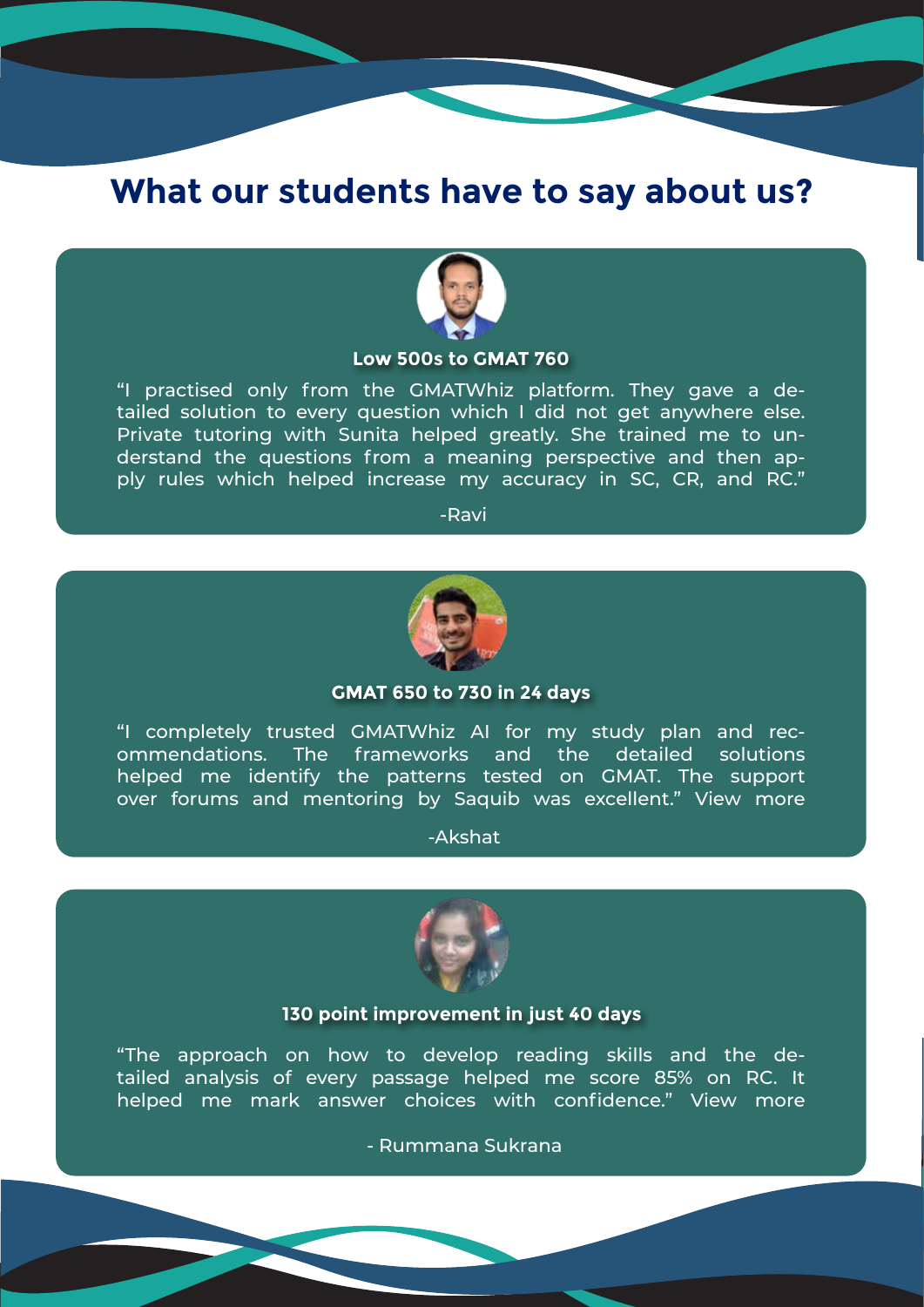# What our students have to say about us?

### Low 500s to GMAT 760

"I practised only from the GMATWhiz platform. They gave a detailed solution to every question which I did not get anywhere else. Private tutoring with Sunita helped greatly. She trained me to understand the questions from a meaning perspective and then apply rules which helped increase my accuracy in SC, CR, and RC."

-Ravi

### GMAT 650 to 730 in 24 days

"I completely trusted GMATWhiz AI for my study plan and recommendations. The frameworks and the detailed solutions helped me identify the patterns tested on GMAT. The support over forums and mentoring by Saquib was excellent." View more

-Akshat

### 130 point improvement in just 40 days

"The approach on how to develop reading skills and the detailed analysis of every passage helped me score 85% on RC. It helped me mark answer choices with confidence." View more

- Rummana Sukrana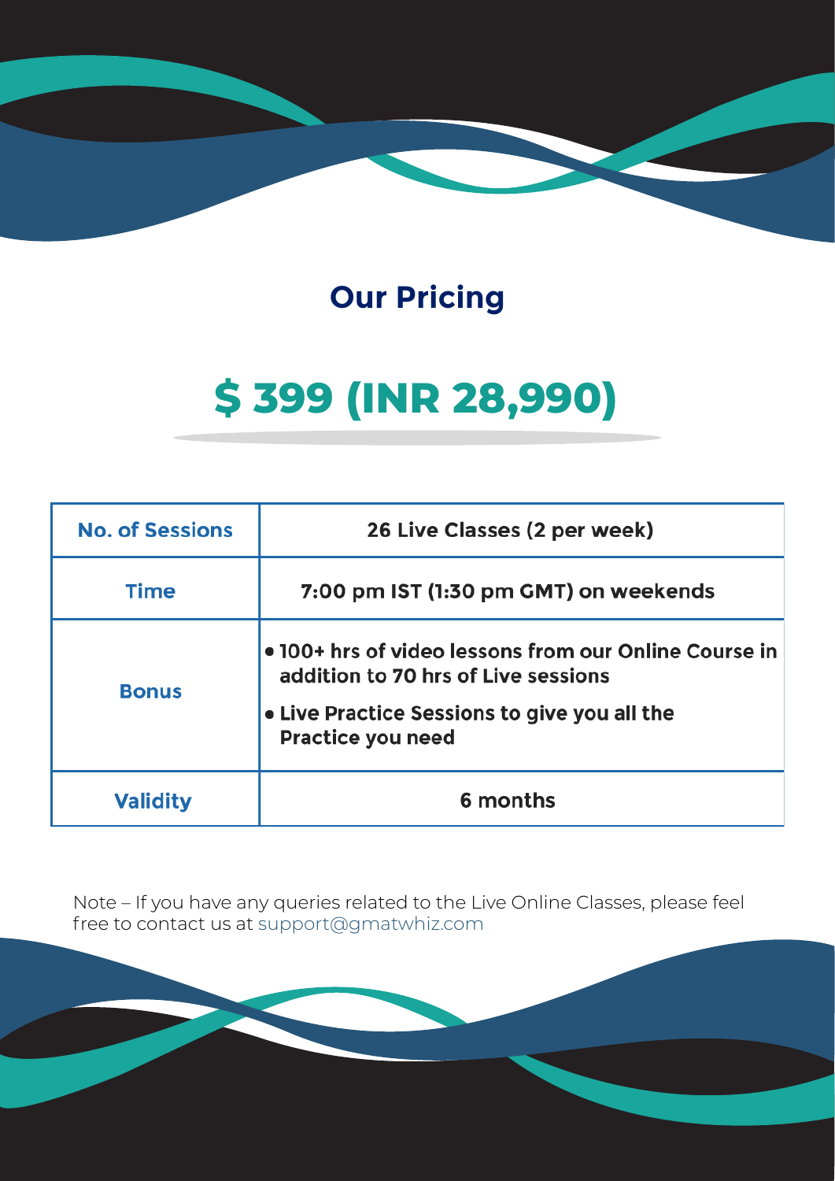## Our Pricing

# $ 399 (INR 28,990)

| | |
|---|---|
| **No. of Sessions** | **26 Live Classes (2 per week)** |
| **Time** | **7:00 pm IST (1:30 pm GMT) on weekends** |
| **Bonus** | • **100+ hrs of video lessons from our Online Course in addition to 70 hrs of Live sessions**<br>• **Live Practice Sessions to give you all the Practice you need** |
| **Validity** | **6 months** |

Note – If you have any queries related to the Live Online Classes, please feel free to contact us at support@gmatwhiz.com